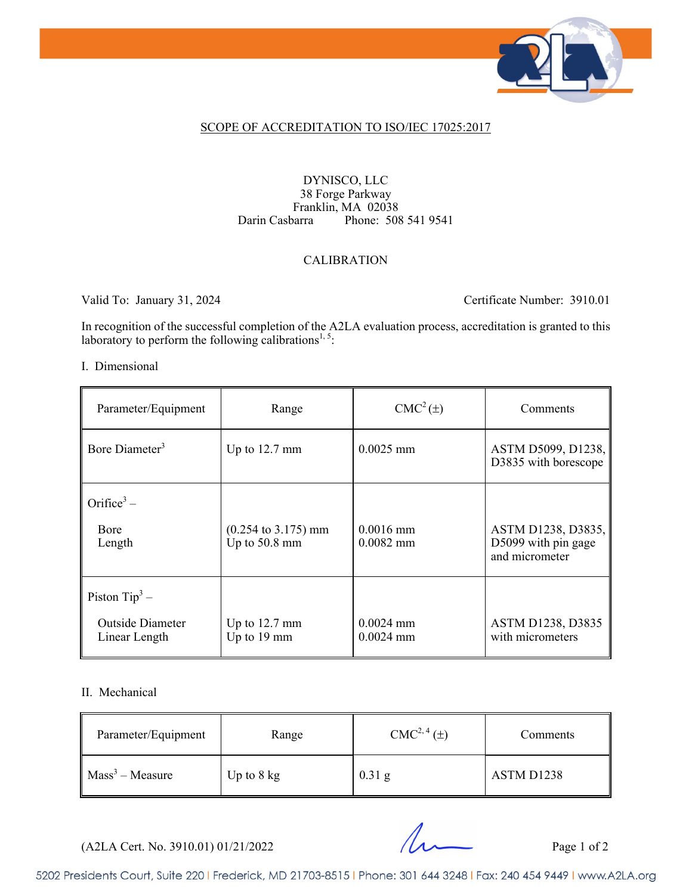## SCOPE OF ACCREDITATION TO ISO/IEC 17025:2017

DYNISCO, LLC
38 Forge Parkway
Franklin, MA 02038
Darin Casbarra Phone: 508 541 9541

### CALIBRATION

Valid To: January 31, 2024 Certificate Number: 3910.01

In recognition of the successful completion of the A2LA evaluation process, accreditation is granted to this laboratory to perform the following calibrations[1, 5]:

I. Dimensional

| Parameter/Equipment | Range | CMC[2] (±) | Comments |
|---|---|---|---|
| Bore Diameter[3] | Up to 12.7 mm | 0.0025 mm | ASTM D5099, D1238, D3835 with borescope |
| Orifice[3] – | | | |
| Bore | (0.254 to 3.175) mm | 0.0016 mm | ASTM D1238, D3835, D5099 with pin gage and micrometer |
| Length | Up to 50.8 mm | 0.0082 mm | |
| Piston Tip[3] – | | | |
| Outside Diameter | Up to 12.7 mm | 0.0024 mm | ASTM D1238, D3835 with micrometers |
| Linear Length | Up to 19 mm | 0.0024 mm | |

II. Mechanical

| Parameter/Equipment | Range | CMC[2, 4] (±) | Comments |
|---|---|---|---|
| Mass[3] – Measure | Up to 8 kg | 0.31 g | ASTM D1238 |

(A2LA Cert. No. 3910.01) 01/21/2022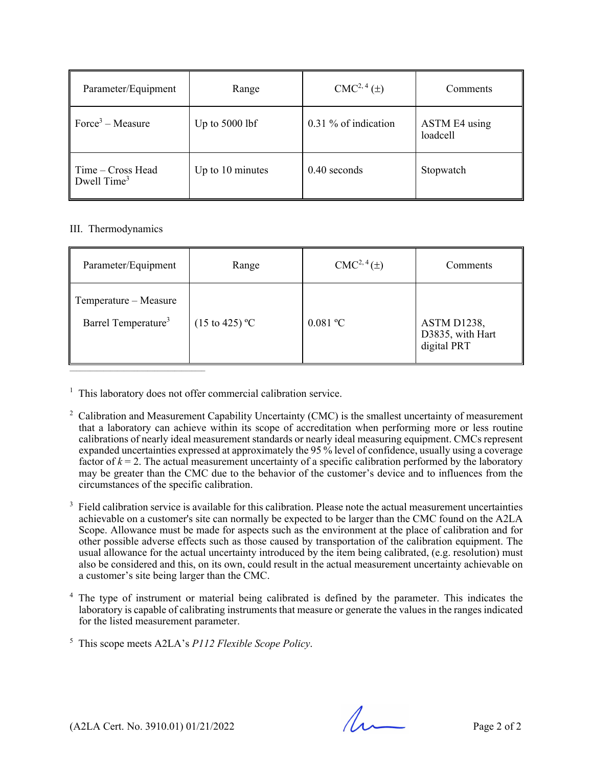| Parameter/Equipment | Range | CMC[2, 4] (±) | Comments |
|---|---|---|---|
| Force[3] – Measure | Up to 5000 lbf | 0.31 % of indication | ASTM E4 using loadcell |
| Time – Cross Head Dwell Time[3] | Up to 10 minutes | 0.40 seconds | Stopwatch |

III. Thermodynamics

| Parameter/Equipment | Range | CMC[2, 4] (±) | Comments |
|---|---|---|---|
| Temperature – Measure | | | |
| Barrel Temperature[3] | (15 to 425) ºC | 0.081 ºC | ASTM D1238, D3835, with Hart digital PRT |

---

[1] This laboratory does not offer commercial calibration service.

[2] Calibration and Measurement Capability Uncertainty (CMC) is the smallest uncertainty of measurement that a laboratory can achieve within its scope of accreditation when performing more or less routine calibrations of nearly ideal measurement standards or nearly ideal measuring equipment. CMCs represent expanded uncertainties expressed at approximately the 95 % level of confidence, usually using a coverage factor of $k = 2$. The actual measurement uncertainty of a specific calibration performed by the laboratory may be greater than the CMC due to the behavior of the customer's device and to influences from the circumstances of the specific calibration.

[3] Field calibration service is available for this calibration. Please note the actual measurement uncertainties achievable on a customer's site can normally be expected to be larger than the CMC found on the A2LA Scope. Allowance must be made for aspects such as the environment at the place of calibration and for other possible adverse effects such as those caused by transportation of the calibration equipment. The usual allowance for the actual uncertainty introduced by the item being calibrated, (e.g. resolution) must also be considered and this, on its own, could result in the actual measurement uncertainty achievable on a customer's site being larger than the CMC.

[4] The type of instrument or material being calibrated is defined by the parameter. This indicates the laboratory is capable of calibrating instruments that measure or generate the values in the ranges indicated for the listed measurement parameter.

[5] This scope meets A2LA's *P112 Flexible Scope Policy*.

(A2LA Cert. No. 3910.01) 01/21/2022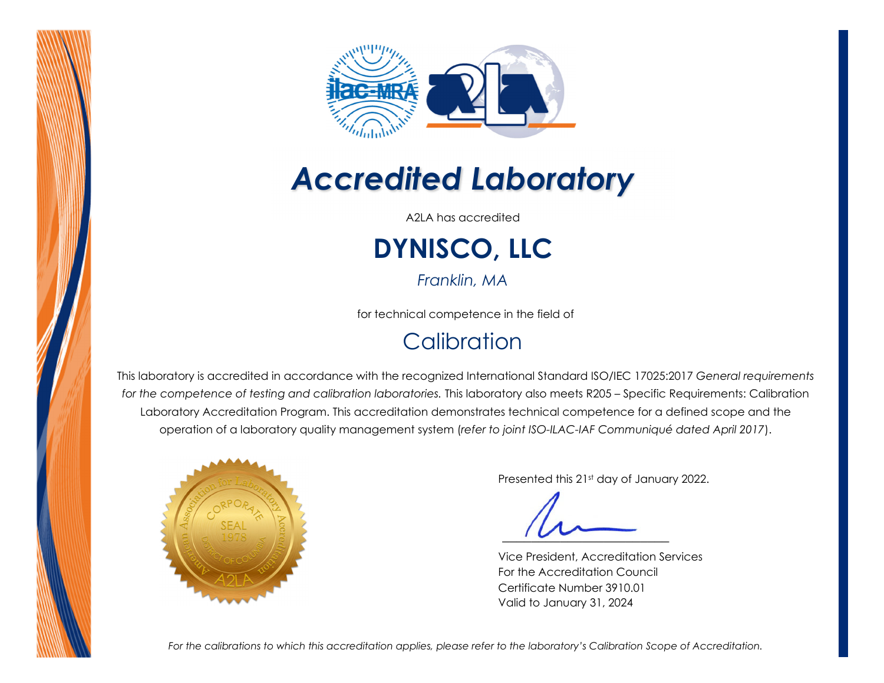# *Accredited Laboratory*

A2LA has accredited

## DYNISCO, LLC

*Franklin, MA*

for technical competence in the field of

## Calibration

This laboratory is accredited in accordance with the recognized International Standard ISO/IEC 17025:2017 *General requirements for the competence of testing and calibration laboratories.* This laboratory also meets R205 – Specific Requirements: Calibration Laboratory Accreditation Program. This accreditation demonstrates technical competence for a defined scope and the operation of a laboratory quality management system (*refer to joint ISO-ILAC-IAF Communiqué dated April 2017*).

Presented this 21st day of January 2022.

Vice President, Accreditation Services
For the Accreditation Council
Certificate Number 3910.01
Valid to January 31, 2024

*For the calibrations to which this accreditation applies, please refer to the laboratory's Calibration Scope of Accreditation.*